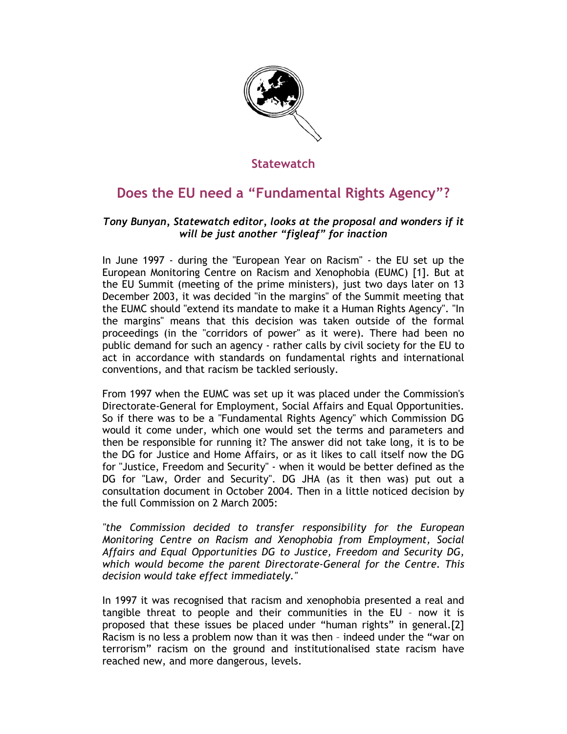Statewatch

# Does the EU need a "Fundamental Rights Agency"?

***Tony Bunyan, Statewatch editor, looks at the proposal and wonders if it will be just another "figleaf" for inaction***

In June 1997 - during the "European Year on Racism" - the EU set up the European Monitoring Centre on Racism and Xenophobia (EUMC) [1]. But at the EU Summit (meeting of the prime ministers), just two days later on 13 December 2003, it was decided "in the margins" of the Summit meeting that the EUMC should "extend its mandate to make it a Human Rights Agency". "In the margins" means that this decision was taken outside of the formal proceedings (in the "corridors of power" as it were). There had been no public demand for such an agency - rather calls by civil society for the EU to act in accordance with standards on fundamental rights and international conventions, and that racism be tackled seriously.

From 1997 when the EUMC was set up it was placed under the Commission's Directorate-General for Employment, Social Affairs and Equal Opportunities. So if there was to be a "Fundamental Rights Agency" which Commission DG would it come under, which one would set the terms and parameters and then be responsible for running it? The answer did not take long, it is to be the DG for Justice and Home Affairs, or as it likes to call itself now the DG for "Justice, Freedom and Security" - when it would be better defined as the DG for "Law, Order and Security". DG JHA (as it then was) put out a consultation document in October 2004. Then in a little noticed decision by the full Commission on 2 March 2005:

*"the Commission decided to transfer responsibility for the European Monitoring Centre on Racism and Xenophobia from Employment, Social Affairs and Equal Opportunities DG to Justice, Freedom and Security DG, which would become the parent Directorate-General for the Centre. This decision would take effect immediately."*

In 1997 it was recognised that racism and xenophobia presented a real and tangible threat to people and their communities in the EU – now it is proposed that these issues be placed under "human rights" in general.[2] Racism is no less a problem now than it was then – indeed under the "war on terrorism" racism on the ground and institutionalised state racism have reached new, and more dangerous, levels.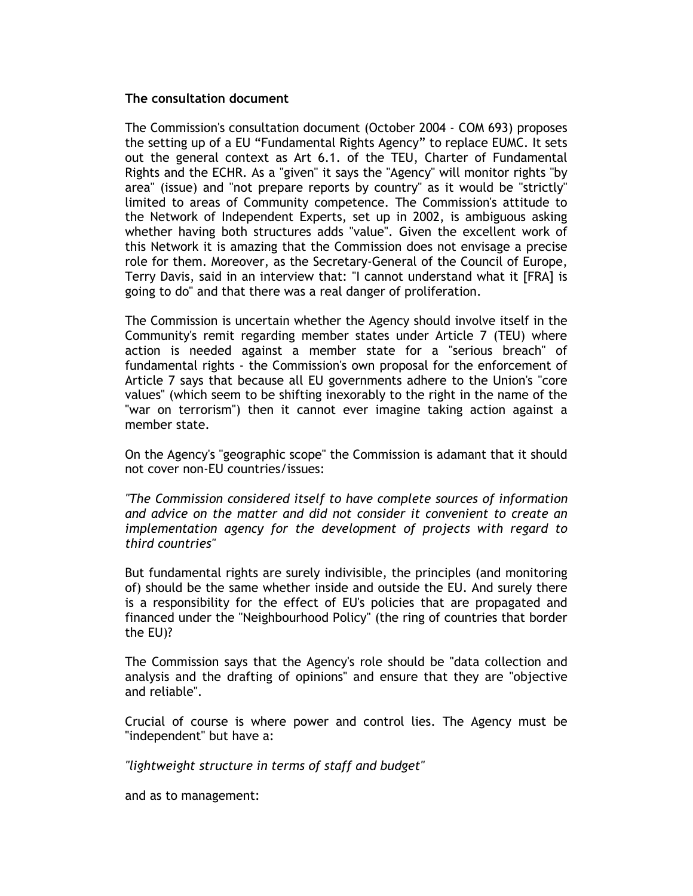**The consultation document**

The Commission's consultation document (October 2004 - COM 693) proposes the setting up of a EU "Fundamental Rights Agency" to replace EUMC. It sets out the general context as Art 6.1. of the TEU, Charter of Fundamental Rights and the ECHR. As a "given" it says the "Agency" will monitor rights "by area" (issue) and "not prepare reports by country" as it would be "strictly" limited to areas of Community competence. The Commission's attitude to the Network of Independent Experts, set up in 2002, is ambiguous asking whether having both structures adds "value". Given the excellent work of this Network it is amazing that the Commission does not envisage a precise role for them. Moreover, as the Secretary-General of the Council of Europe, Terry Davis, said in an interview that: "I cannot understand what it [FRA] is going to do" and that there was a real danger of proliferation.

The Commission is uncertain whether the Agency should involve itself in the Community's remit regarding member states under Article 7 (TEU) where action is needed against a member state for a "serious breach" of fundamental rights - the Commission's own proposal for the enforcement of Article 7 says that because all EU governments adhere to the Union's "core values" (which seem to be shifting inexorably to the right in the name of the "war on terrorism") then it cannot ever imagine taking action against a member state.

On the Agency's "geographic scope" the Commission is adamant that it should not cover non-EU countries/issues:

*"The Commission considered itself to have complete sources of information and advice on the matter and did not consider it convenient to create an implementation agency for the development of projects with regard to third countries"*

But fundamental rights are surely indivisible, the principles (and monitoring of) should be the same whether inside and outside the EU. And surely there is a responsibility for the effect of EU's policies that are propagated and financed under the "Neighbourhood Policy" (the ring of countries that border the EU)?

The Commission says that the Agency's role should be "data collection and analysis and the drafting of opinions" and ensure that they are "objective and reliable".

Crucial of course is where power and control lies. The Agency must be "independent" but have a:

*"lightweight structure in terms of staff and budget"*

and as to management: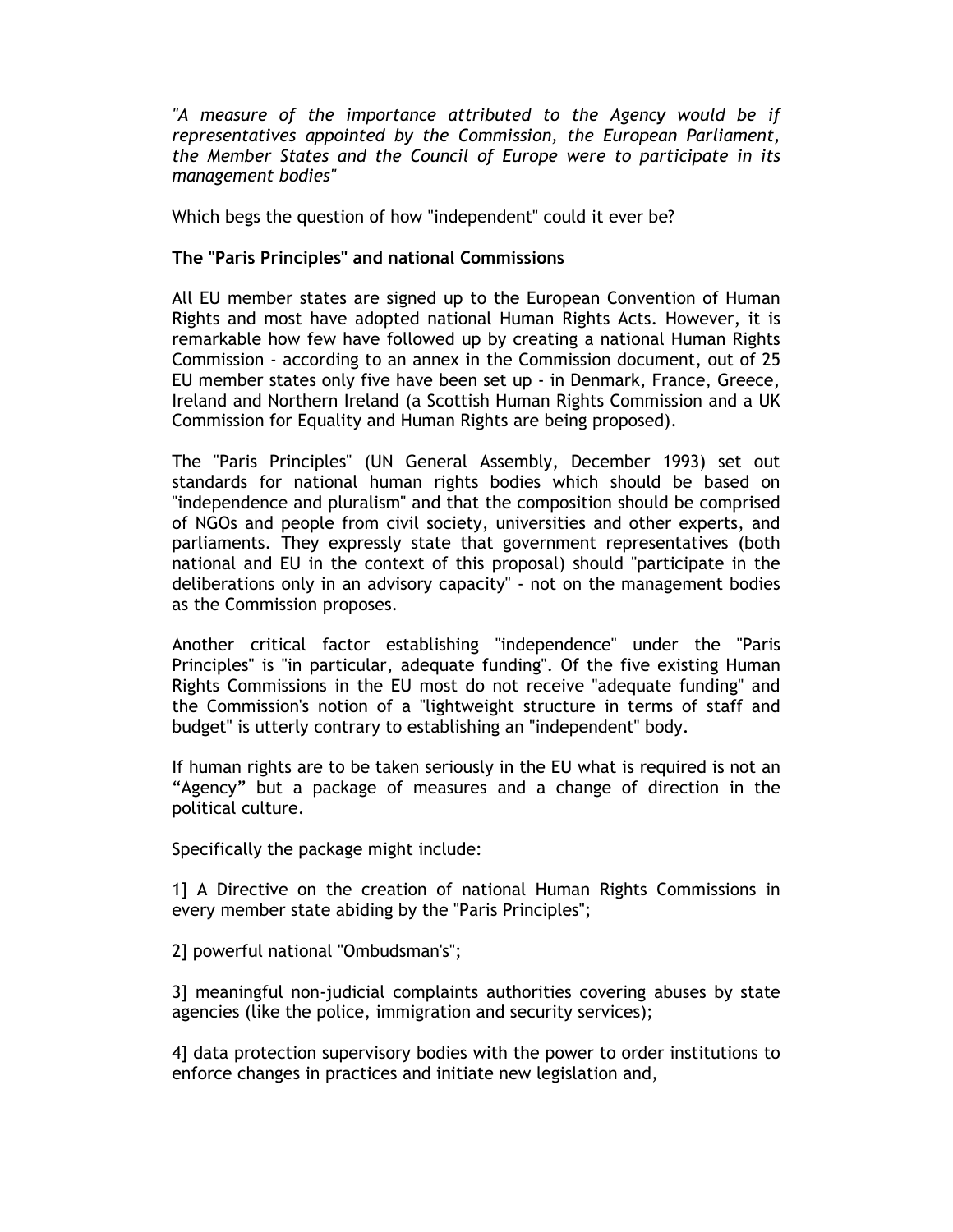*"A measure of the importance attributed to the Agency would be if representatives appointed by the Commission, the European Parliament, the Member States and the Council of Europe were to participate in its management bodies"*

Which begs the question of how "independent" could it ever be?

**The "Paris Principles" and national Commissions**

All EU member states are signed up to the European Convention of Human Rights and most have adopted national Human Rights Acts. However, it is remarkable how few have followed up by creating a national Human Rights Commission - according to an annex in the Commission document, out of 25 EU member states only five have been set up - in Denmark, France, Greece, Ireland and Northern Ireland (a Scottish Human Rights Commission and a UK Commission for Equality and Human Rights are being proposed).

The "Paris Principles" (UN General Assembly, December 1993) set out standards for national human rights bodies which should be based on "independence and pluralism" and that the composition should be comprised of NGOs and people from civil society, universities and other experts, and parliaments. They expressly state that government representatives (both national and EU in the context of this proposal) should "participate in the deliberations only in an advisory capacity" - not on the management bodies as the Commission proposes.

Another critical factor establishing "independence" under the "Paris Principles" is "in particular, adequate funding". Of the five existing Human Rights Commissions in the EU most do not receive "adequate funding" and the Commission's notion of a "lightweight structure in terms of staff and budget" is utterly contrary to establishing an "independent" body.

If human rights are to be taken seriously in the EU what is required is not an "Agency" but a package of measures and a change of direction in the political culture.

Specifically the package might include:

1] A Directive on the creation of national Human Rights Commissions in every member state abiding by the "Paris Principles";

2] powerful national "Ombudsman's";

3] meaningful non-judicial complaints authorities covering abuses by state agencies (like the police, immigration and security services);

4] data protection supervisory bodies with the power to order institutions to enforce changes in practices and initiate new legislation and,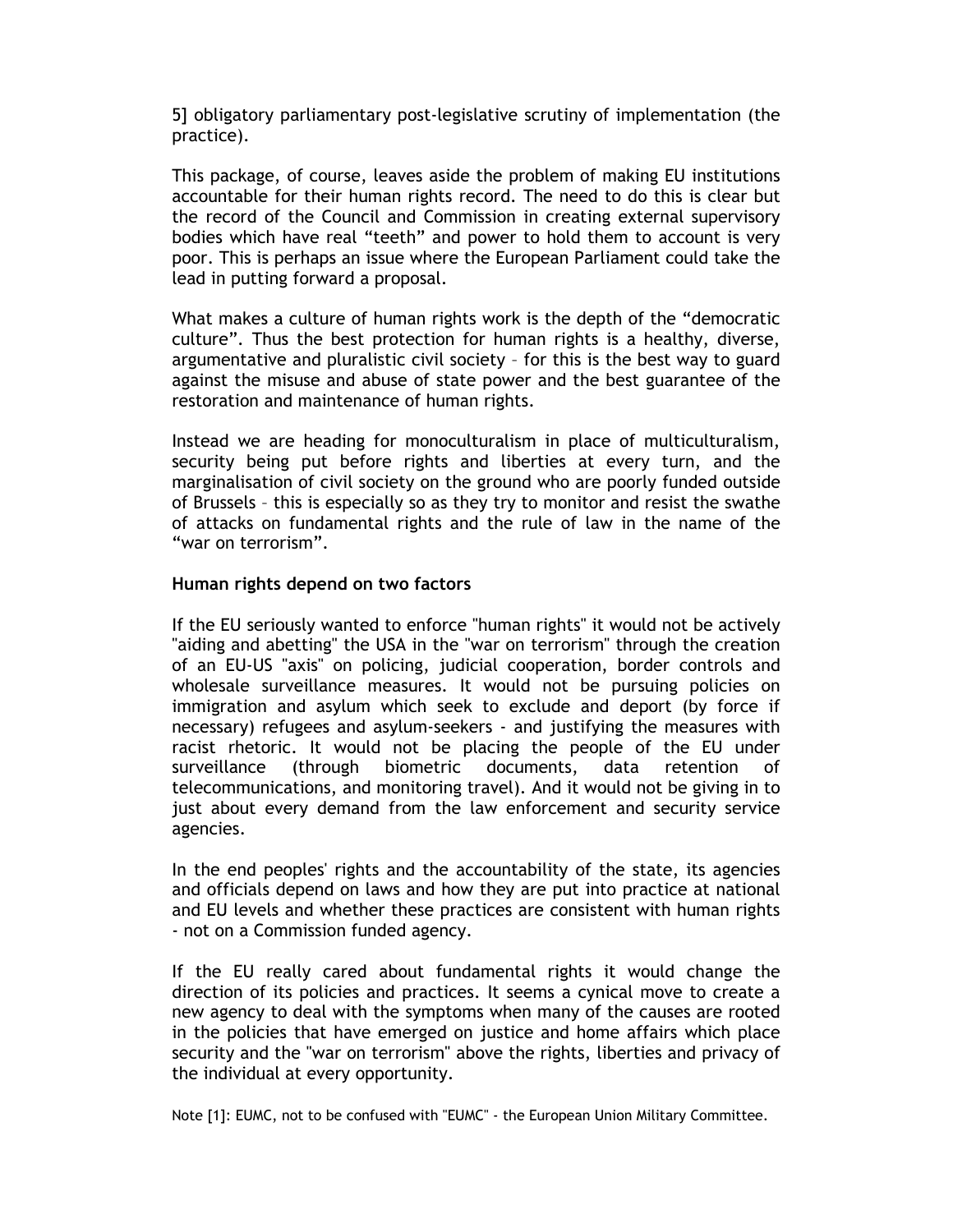5] obligatory parliamentary post-legislative scrutiny of implementation (the practice).

This package, of course, leaves aside the problem of making EU institutions accountable for their human rights record. The need to do this is clear but the record of the Council and Commission in creating external supervisory bodies which have real "teeth" and power to hold them to account is very poor. This is perhaps an issue where the European Parliament could take the lead in putting forward a proposal.

What makes a culture of human rights work is the depth of the "democratic culture". Thus the best protection for human rights is a healthy, diverse, argumentative and pluralistic civil society – for this is the best way to guard against the misuse and abuse of state power and the best guarantee of the restoration and maintenance of human rights.

Instead we are heading for monoculturalism in place of multiculturalism, security being put before rights and liberties at every turn, and the marginalisation of civil society on the ground who are poorly funded outside of Brussels – this is especially so as they try to monitor and resist the swathe of attacks on fundamental rights and the rule of law in the name of the "war on terrorism".

**Human rights depend on two factors**

If the EU seriously wanted to enforce "human rights" it would not be actively "aiding and abetting" the USA in the "war on terrorism" through the creation of an EU-US "axis" on policing, judicial cooperation, border controls and wholesale surveillance measures. It would not be pursuing policies on immigration and asylum which seek to exclude and deport (by force if necessary) refugees and asylum-seekers - and justifying the measures with racist rhetoric. It would not be placing the people of the EU under surveillance (through biometric documents, data retention of telecommunications, and monitoring travel). And it would not be giving in to just about every demand from the law enforcement and security service agencies.

In the end peoples' rights and the accountability of the state, its agencies and officials depend on laws and how they are put into practice at national and EU levels and whether these practices are consistent with human rights - not on a Commission funded agency.

If the EU really cared about fundamental rights it would change the direction of its policies and practices. It seems a cynical move to create a new agency to deal with the symptoms when many of the causes are rooted in the policies that have emerged on justice and home affairs which place security and the "war on terrorism" above the rights, liberties and privacy of the individual at every opportunity.

Note [1]: EUMC, not to be confused with "EUMC" - the European Union Military Committee.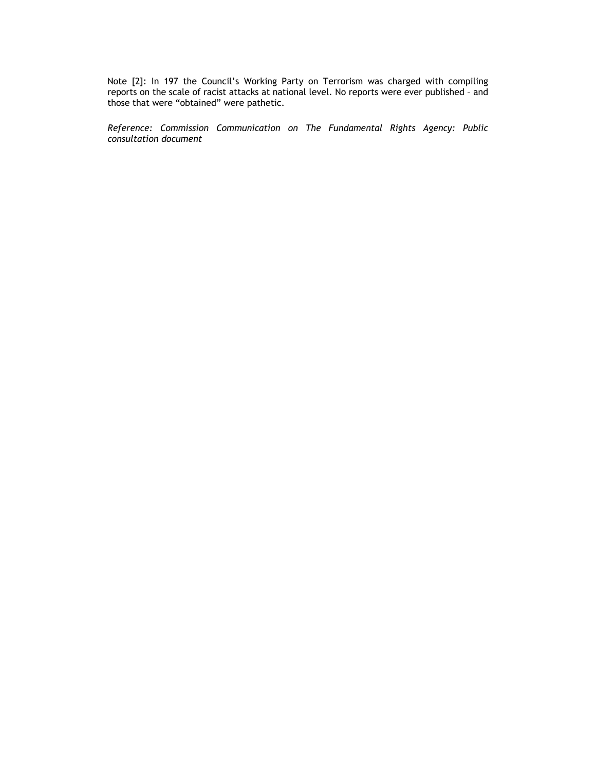Note [2]: In 197 the Council's Working Party on Terrorism was charged with compiling reports on the scale of racist attacks at national level. No reports were ever published – and those that were "obtained" were pathetic.

*Reference: Commission Communication on The Fundamental Rights Agency: Public consultation document*